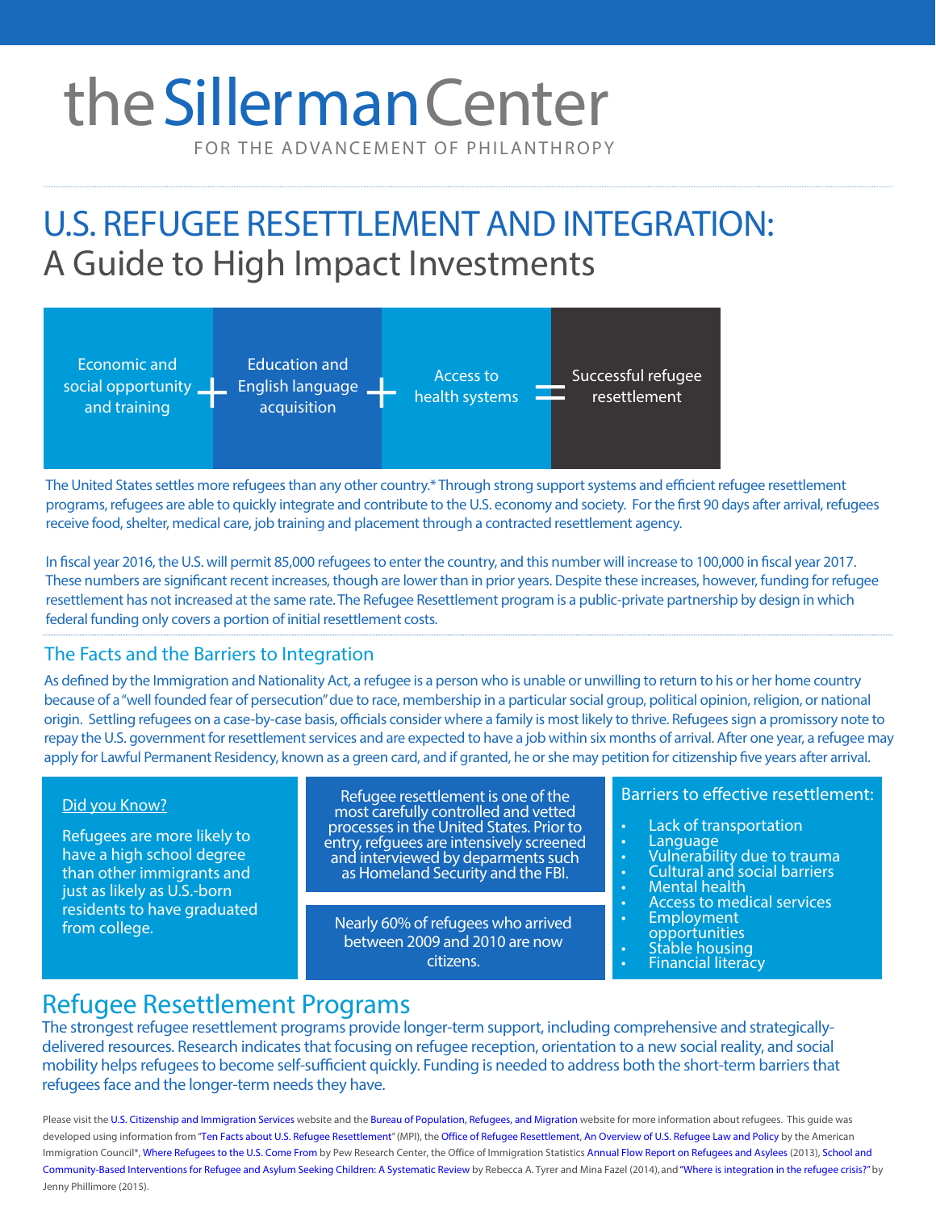# the Sillerman Center

FOR THE ADVANCEMENT OF PHILANTHROPY

# U.S. REFUGEE RESETTLEMENT AND INTEGRATION:

## A Guide to High Impact Investments

Economic and social opportunity and training + Education and English language acquisition + Access to health systems = Successful refugee resettlement

The United States settles more refugees than any other country.* Through strong support systems and efficient refugee resettlement programs, refugees are able to quickly integrate and contribute to the U.S. economy and society. For the first 90 days after arrival, refugees receive food, shelter, medical care, job training and placement through a contracted resettlement agency.

In fiscal year 2016, the U.S. will permit 85,000 refugees to enter the country, and this number will increase to 100,000 in fiscal year 2017. These numbers are significant recent increases, though are lower than in prior years. Despite these increases, however, funding for refugee resettlement has not increased at the same rate. The Refugee Resettlement program is a public-private partnership by design in which federal funding only covers a portion of initial resettlement costs.

## The Facts and the Barriers to Integration

As defined by the Immigration and Nationality Act, a refugee is a person who is unable or unwilling to return to his or her home country because of a "well founded fear of persecution" due to race, membership in a particular social group, political opinion, religion, or national origin. Settling refugees on a case-by-case basis, officials consider where a family is most likely to thrive. Refugees sign a promissory note to repay the U.S. government for resettlement services and are expected to have a job within six months of arrival. After one year, a refugee may apply for Lawful Permanent Residency, known as a green card, and if granted, he or she may petition for citizenship five years after arrival.

**Did you Know?**

Refugees are more likely to have a high school degree than other immigrants and just as likely as U.S.-born residents to have graduated from college.

Refugee resettlement is one of the most carefully controlled and vetted processes in the United States. Prior to entry, refguees are intensively screened and interviewed by depargments such as Homeland Security and the FBI.

Nearly 60% of refugees who arrived between 2009 and 2010 are now citizens.

**Barriers to effective resettlement:**

- Lack of transportation
- Language
- Vulnerability due to trauma
- Cultural and social barriers
- Mental health
- Access to medical services
- Employment opportunities
- Stable housing
- Financial literacy

## Refugee Resettlement Programs

The strongest refugee resettlement programs provide longer-term support, including comprehensive and strategically-delivered resources. Research indicates that focusing on refugee reception, orientation to a new social reality, and social mobility helps refugees to become self-sufficient quickly. Funding is needed to address both the short-term barriers that refugees face and the longer-term needs they have.

Please visit the U.S. Citizenship and Immigration Services website and the Bureau of Population, Refugees, and Migration website for more information about refugees. This guide was developed using information from "Ten Facts about U.S. Refugee Resettlement" (MPI), the Office of Refugee Resettlement, An Overview of U.S. Refugee Law and Policy by the American Immigration Council*, Where Refugees to the U.S. Come From by Pew Research Center, the Office of Immigration Statistics Annual Flow Report on Refugees and Asylees (2013), School and Community-Based Interventions for Refugee and Asylum Seeking Children: A Systematic Review by Rebecca A. Tyrer and Mina Fazel (2014), and "Where is integration in the refugee crisis?" by Jenny Phillimore (2015).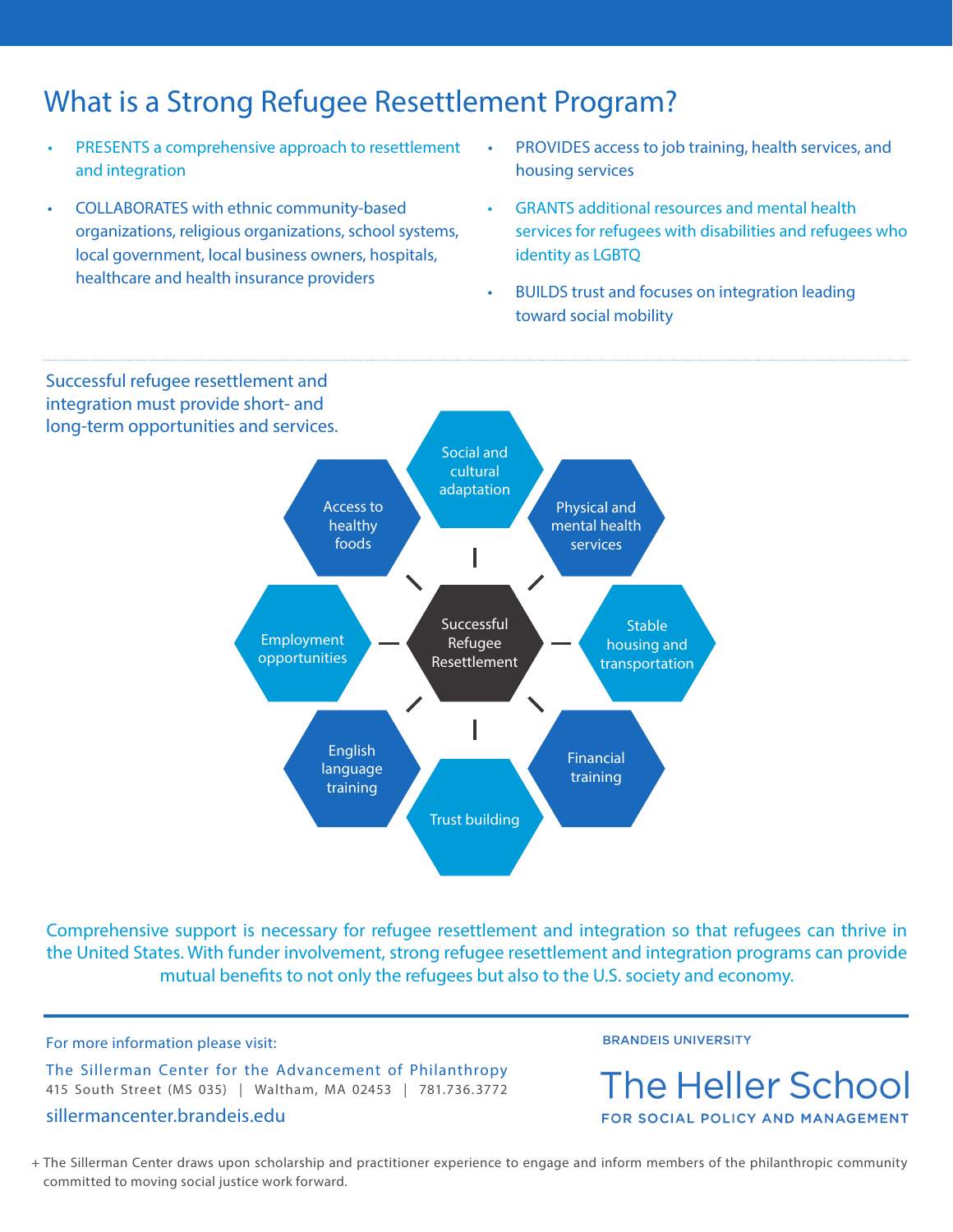# What is a Strong Refugee Resettlement Program?

- PRESENTS a comprehensive approach to resettlement and integration
- COLLABORATES with ethnic community-based organizations, religious organizations, school systems, local government, local business owners, hospitals, healthcare and health insurance providers
- PROVIDES access to job training, health services, and housing services
- GRANTS additional resources and mental health services for refugees with disabilities and refugees who identity as LGBTQ
- BUILDS trust and focuses on integration leading toward social mobility

Successful refugee resettlement and integration must provide short- and long-term opportunities and services.

Successful Refugee Resettlement

Social and cultural adaptation

Physical and mental health services

Stable housing and transportation

Financial training

Trust building

English language training

Employment opportunities

Access to healthy foods

Comprehensive support is necessary for refugee resettlement and integration so that refugees can thrive in the United States. With funder involvement, strong refugee resettlement and integration programs can provide mutual benefits to not only the refugees but also to the U.S. society and economy.

For more information please visit:

The Sillerman Center for the Advancement of Philanthropy
415 South Street (MS 035) | Waltham, MA 02453 | 781.736.3772

sillermancenter.brandeis.edu

BRANDEIS UNIVERSITY

The Heller School
FOR SOCIAL POLICY AND MANAGEMENT

+ The Sillerman Center draws upon scholarship and practitioner experience to engage and inform members of the philanthropic community committed to moving social justice work forward.